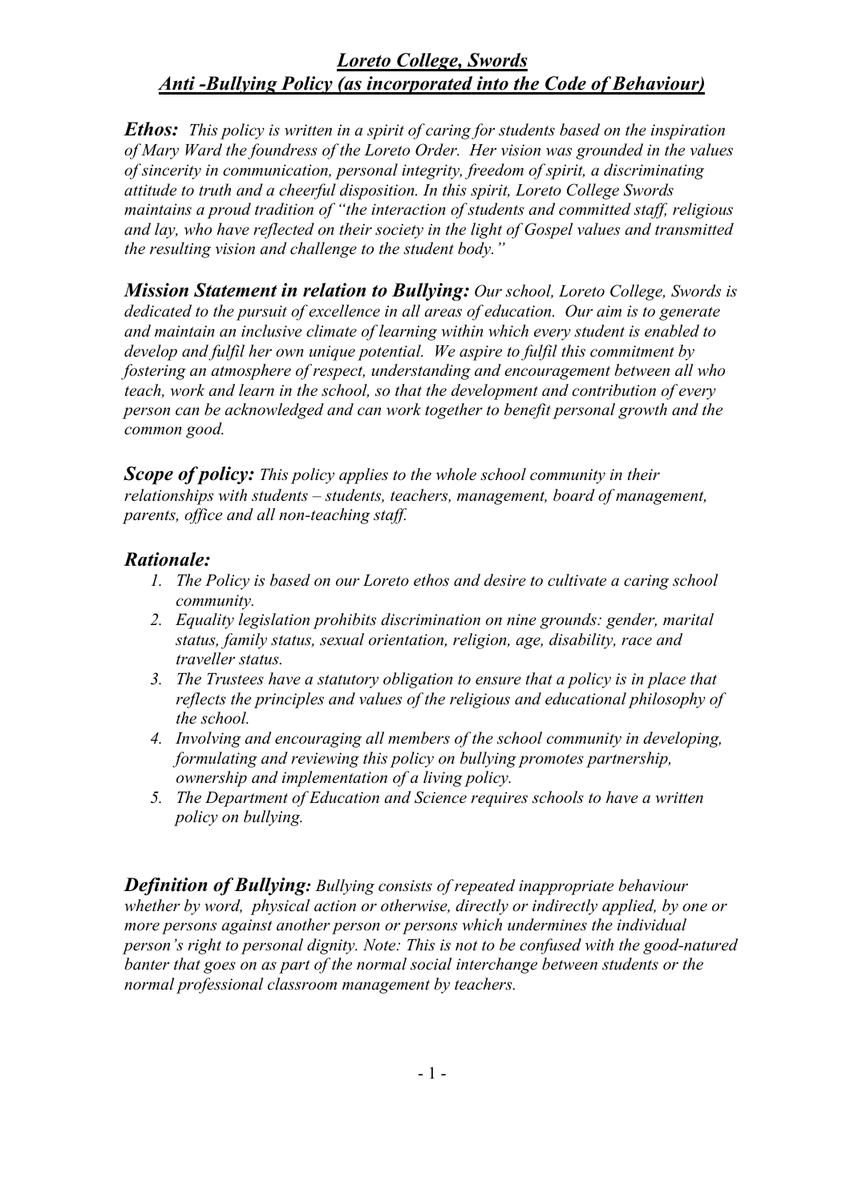# *Loreto College, Swords*
## *Anti -Bullying Policy (as incorporated into the Code of Behaviour)*

***Ethos:*** *This policy is written in a spirit of caring for students based on the inspiration of Mary Ward the foundress of the Loreto Order. Her vision was grounded in the values of sincerity in communication, personal integrity, freedom of spirit, a discriminating attitude to truth and a cheerful disposition. In this spirit, Loreto College Swords maintains a proud tradition of "the interaction of students and committed staff, religious and lay, who have reflected on their society in the light of Gospel values and transmitted the resulting vision and challenge to the student body."*

***Mission Statement in relation to Bullying:*** *Our school, Loreto College, Swords is dedicated to the pursuit of excellence in all areas of education. Our aim is to generate and maintain an inclusive climate of learning within which every student is enabled to develop and fulfil her own unique potential. We aspire to fulfil this commitment by fostering an atmosphere of respect, understanding and encouragement between all who teach, work and learn in the school, so that the development and contribution of every person can be acknowledged and can work together to benefit personal growth and the common good.*

***Scope of policy:*** *This policy applies to the whole school community in their relationships with students – students, teachers, management, board of management, parents, office and all non-teaching staff.*

### *Rationale:*

1. *The Policy is based on our Loreto ethos and desire to cultivate a caring school community.*
2. *Equality legislation prohibits discrimination on nine grounds: gender, marital status, family status, sexual orientation, religion, age, disability, race and traveller status.*
3. *The Trustees have a statutory obligation to ensure that a policy is in place that reflects the principles and values of the religious and educational philosophy of the school.*
4. *Involving and encouraging all members of the school community in developing, formulating and reviewing this policy on bullying promotes partnership, ownership and implementation of a living policy.*
5. *The Department of Education and Science requires schools to have a written policy on bullying.*

***Definition of Bullying:*** *Bullying consists of repeated inappropriate behaviour whether by word, physical action or otherwise, directly or indirectly applied, by one or more persons against another person or persons which undermines the individual person's right to personal dignity. Note: This is not to be confused with the good-natured banter that goes on as part of the normal social interchange between students or the normal professional classroom management by teachers.*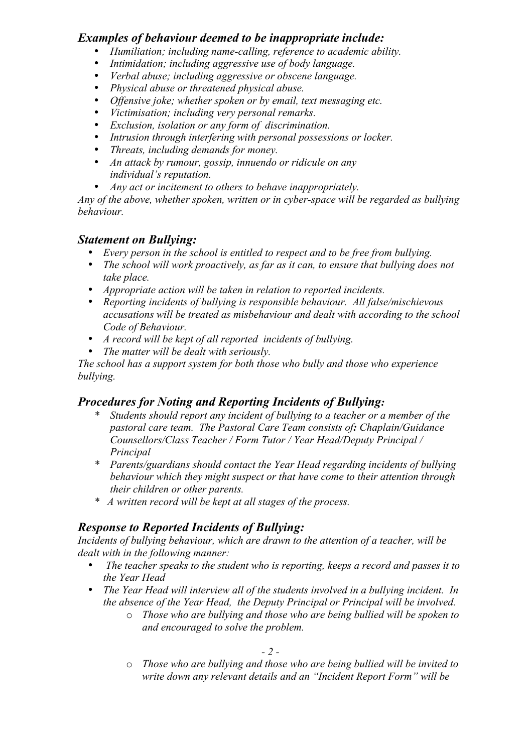### *Examples of behaviour deemed to be inappropriate include:*

- *Humiliation; including name-calling, reference to academic ability.*
- *Intimidation; including aggressive use of body language.*
- *Verbal abuse; including aggressive or obscene language.*
- *Physical abuse or threatened physical abuse.*
- *Offensive joke; whether spoken or by email, text messaging etc.*
- *Victimisation; including very personal remarks.*
- *Exclusion, isolation or any form of discrimination.*
- *Intrusion through interfering with personal possessions or locker.*
- *Threats, including demands for money.*
- *An attack by rumour, gossip, innuendo or ridicule on any individual's reputation.*
- *Any act or incitement to others to behave inappropriately.*

*Any of the above, whether spoken, written or in cyber-space will be regarded as bullying behaviour.*

### *Statement on Bullying:*

- *Every person in the school is entitled to respect and to be free from bullying.*
- *The school will work proactively, as far as it can, to ensure that bullying does not take place.*
- *Appropriate action will be taken in relation to reported incidents.*
- *Reporting incidents of bullying is responsible behaviour. All false/mischievous accusations will be treated as misbehaviour and dealt with according to the school Code of Behaviour.*
- *A record will be kept of all reported incidents of bullying.*
- *The matter will be dealt with seriously.*

*The school has a support system for both those who bully and those who experience bullying.*

### *Procedures for Noting and Reporting Incidents of Bullying:*

- *Students should report any incident of bullying to a teacher or a member of the pastoral care team. The Pastoral Care Team consists of**:** Chaplain/Guidance Counsellors/Class Teacher / Form Tutor / Year Head/Deputy Principal / Principal*
- *Parents/guardians should contact the Year Head regarding incidents of bullying behaviour which they might suspect or that have come to their attention through their children or other parents.*
- *A written record will be kept at all stages of the process.*

### *Response to Reported Incidents of Bullying:*

*Incidents of bullying behaviour, which are drawn to the attention of a teacher, will be dealt with in the following manner:*

- *The teacher speaks to the student who is reporting, keeps a record and passes it to the Year Head*
- *The Year Head will interview all of the students involved in a bullying incident. In the absence of the Year Head, the Deputy Principal or Principal will be involved.*
    - *Those who are bullying and those who are being bullied will be spoken to and encouraged to solve the problem.*
    - *Those who are bullying and those who are being bullied will be invited to write down any relevant details and an "Incident Report Form" will be*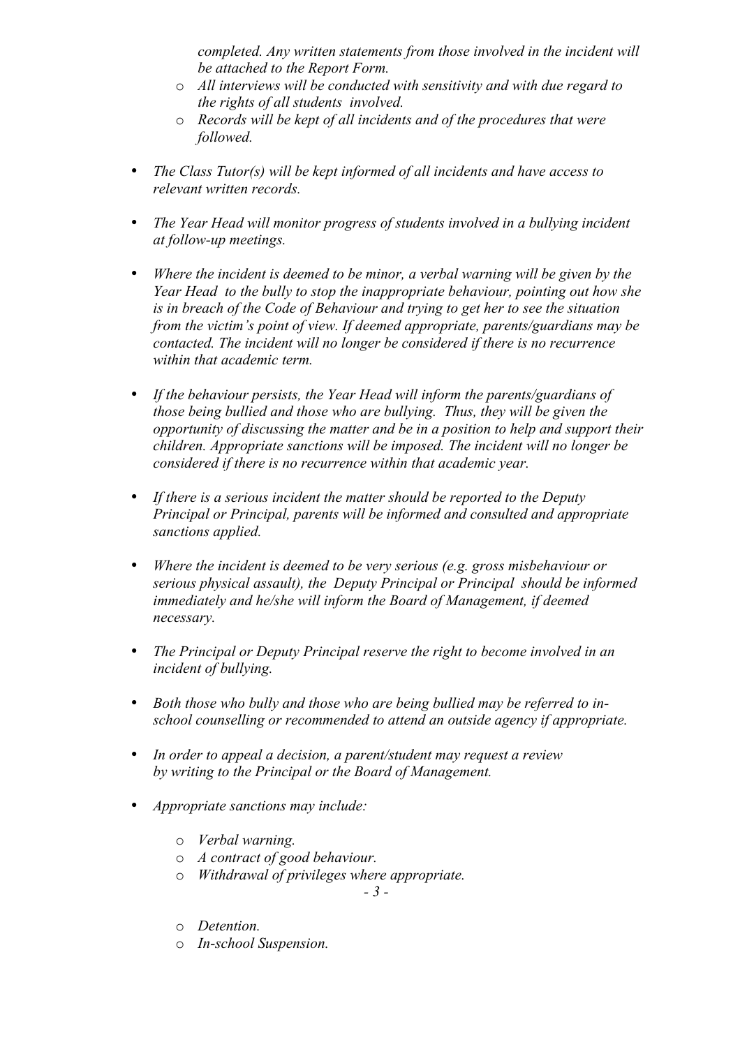*completed. Any written statements from those involved in the incident will be attached to the Report Form.*

- *All interviews will be conducted with sensitivity and with due regard to the rights of all students involved.*
- *Records will be kept of all incidents and of the procedures that were followed.*

- *The Class Tutor(s) will be kept informed of all incidents and have access to relevant written records.*

- *The Year Head will monitor progress of students involved in a bullying incident at follow-up meetings.*

- *Where the incident is deemed to be minor, a verbal warning will be given by the Year Head to the bully to stop the inappropriate behaviour, pointing out how she is in breach of the Code of Behaviour and trying to get her to see the situation from the victim's point of view. If deemed appropriate, parents/guardians may be contacted. The incident will no longer be considered if there is no recurrence within that academic term.*

- *If the behaviour persists, the Year Head will inform the parents/guardians of those being bullied and those who are bullying. Thus, they will be given the opportunity of discussing the matter and be in a position to help and support their children. Appropriate sanctions will be imposed. The incident will no longer be considered if there is no recurrence within that academic year.*

- *If there is a serious incident the matter should be reported to the Deputy Principal or Principal, parents will be informed and consulted and appropriate sanctions applied.*

- *Where the incident is deemed to be very serious (e.g. gross misbehaviour or serious physical assault), the Deputy Principal or Principal should be informed immediately and he/she will inform the Board of Management, if deemed necessary.*

- *The Principal or Deputy Principal reserve the right to become involved in an incident of bullying.*

- *Both those who bully and those who are being bullied may be referred to in-school counselling or recommended to attend an outside agency if appropriate.*

- *In order to appeal a decision, a parent/student may request a review by writing to the Principal or the Board of Management.*

- *Appropriate sanctions may include:*
  - *Verbal warning.*
  - *A contract of good behaviour.*
  - *Withdrawal of privileges where appropriate.*
  - *Detention.*
  - *In-school Suspension.*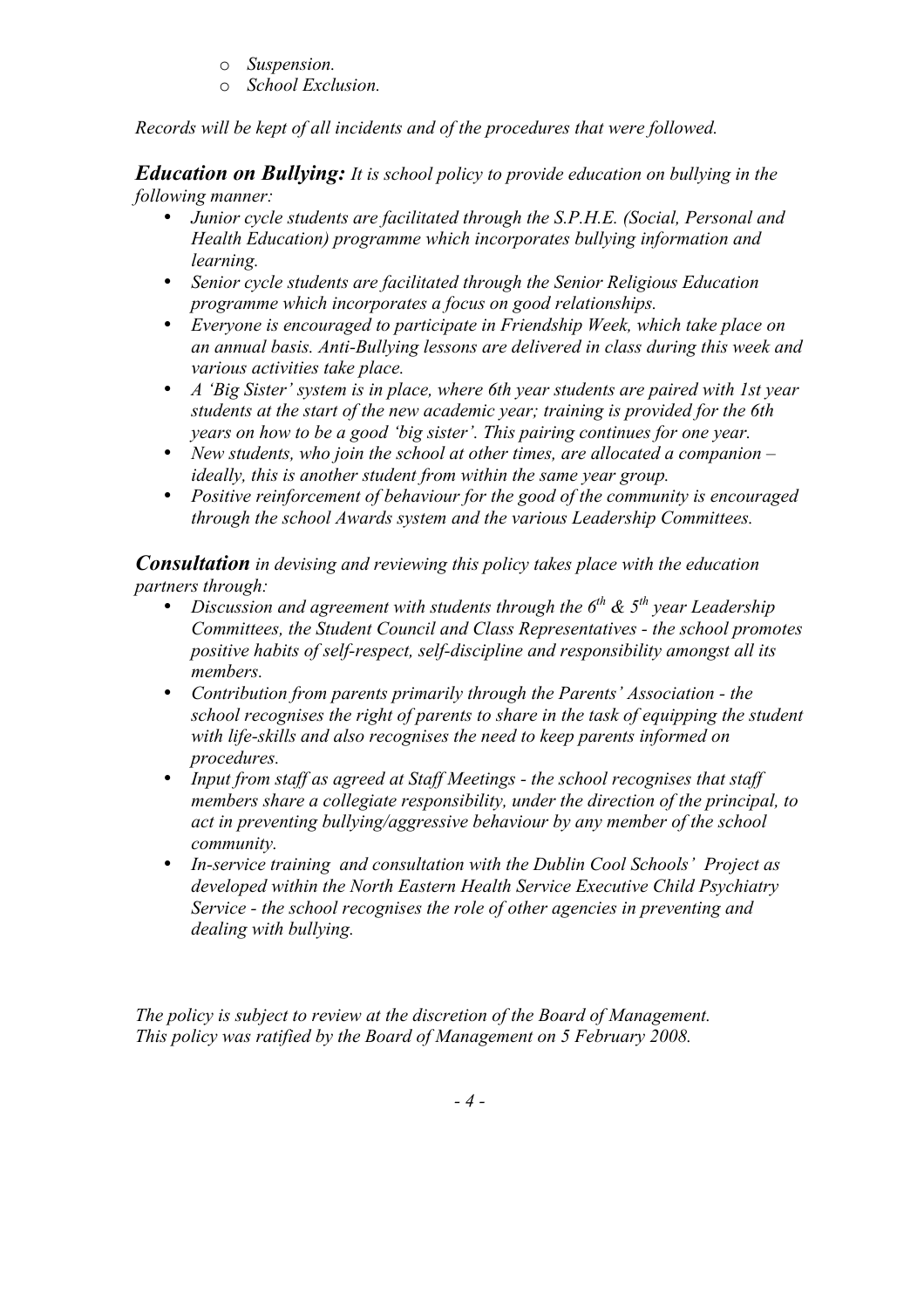- *Suspension.*
- *School Exclusion.*

*Records will be kept of all incidents and of the procedures that were followed.*

***Education on Bullying:*** *It is school policy to provide education on bullying in the following manner:*

- *Junior cycle students are facilitated through the S.P.H.E. (Social, Personal and Health Education) programme which incorporates bullying information and learning.*
- *Senior cycle students are facilitated through the Senior Religious Education programme which incorporates a focus on good relationships.*
- *Everyone is encouraged to participate in Friendship Week, which take place on an annual basis. Anti-Bullying lessons are delivered in class during this week and various activities take place.*
- *A 'Big Sister' system is in place, where 6th year students are paired with 1st year students at the start of the new academic year; training is provided for the 6th years on how to be a good 'big sister'. This pairing continues for one year.*
- *New students, who join the school at other times, are allocated a companion – ideally, this is another student from within the same year group.*
- *Positive reinforcement of behaviour for the good of the community is encouraged through the school Awards system and the various Leadership Committees.*

***Consultation*** *in devising and reviewing this policy takes place with the education partners through:*

- *Discussion and agreement with students through the 6th & 5th year Leadership Committees, the Student Council and Class Representatives - the school promotes positive habits of self-respect, self-discipline and responsibility amongst all its members.*
- *Contribution from parents primarily through the Parents' Association - the school recognises the right of parents to share in the task of equipping the student with life-skills and also recognises the need to keep parents informed on procedures.*
- *Input from staff as agreed at Staff Meetings - the school recognises that staff members share a collegiate responsibility, under the direction of the principal, to act in preventing bullying/aggressive behaviour by any member of the school community.*
- *In-service training and consultation with the Dublin Cool Schools' Project as developed within the North Eastern Health Service Executive Child Psychiatry Service - the school recognises the role of other agencies in preventing and dealing with bullying.*

*The policy is subject to review at the discretion of the Board of Management.*
*This policy was ratified by the Board of Management on 5 February 2008.*